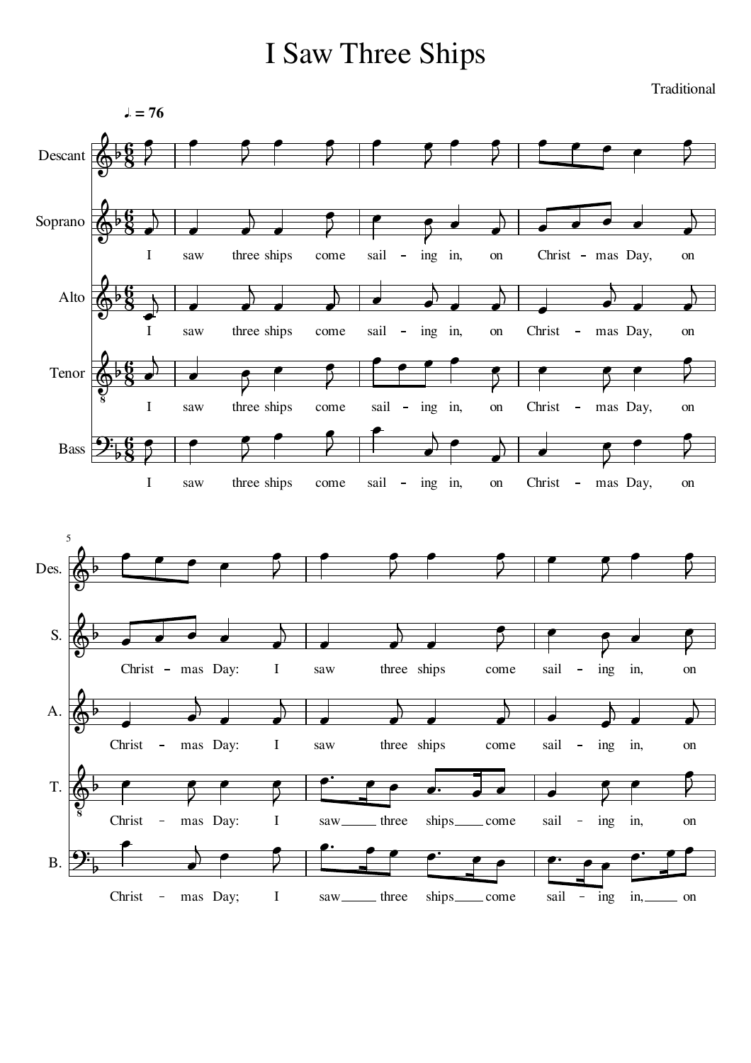# I Saw Three Ships

Traditional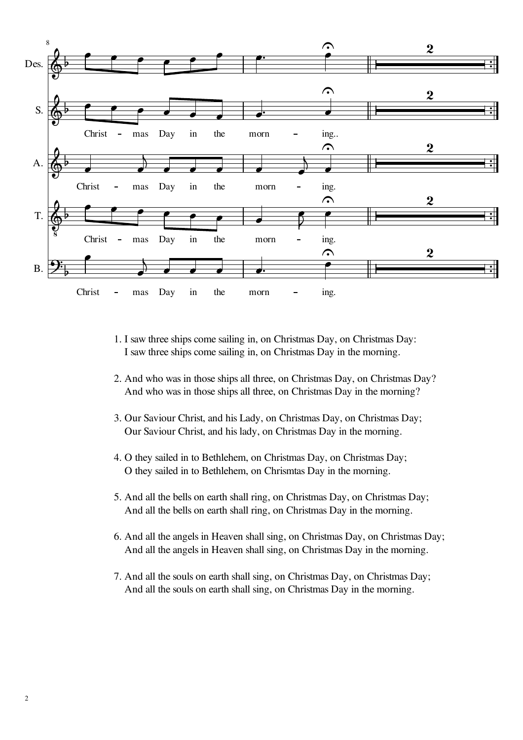1. I saw three ships come sailing in, on Christmas Day, on Christmas Day:
   I saw three ships come sailing in, on Christmas Day in the morning.

2. And who was in those ships all three, on Christmas Day, on Christmas Day?
   And who was in those ships all three, on Christmas Day in the morning?

3. Our Saviour Christ, and his Lady, on Christmas Day, on Christmas Day;
   Our Saviour Christ, and his lady, on Christmas Day in the morning.

4. O they sailed in to Bethlehem, on Christmas Day, on Christmas Day;
   O they sailed in to Bethlehem, on Chrismtas Day in the morning.

5. And all the bells on earth shall ring, on Christmas Day, on Christmas Day;
   And all the bells on earth shall ring, on Christmas Day in the morning.

6. And all the angels in Heaven shall sing, on Christmas Day, on Christmas Day;
   And all the angels in Heaven shall sing, on Christmas Day in the morning.

7. And all the souls on earth shall sing, on Christmas Day, on Christmas Day;
   And all the souls on earth shall sing, on Christmas Day in the morning.